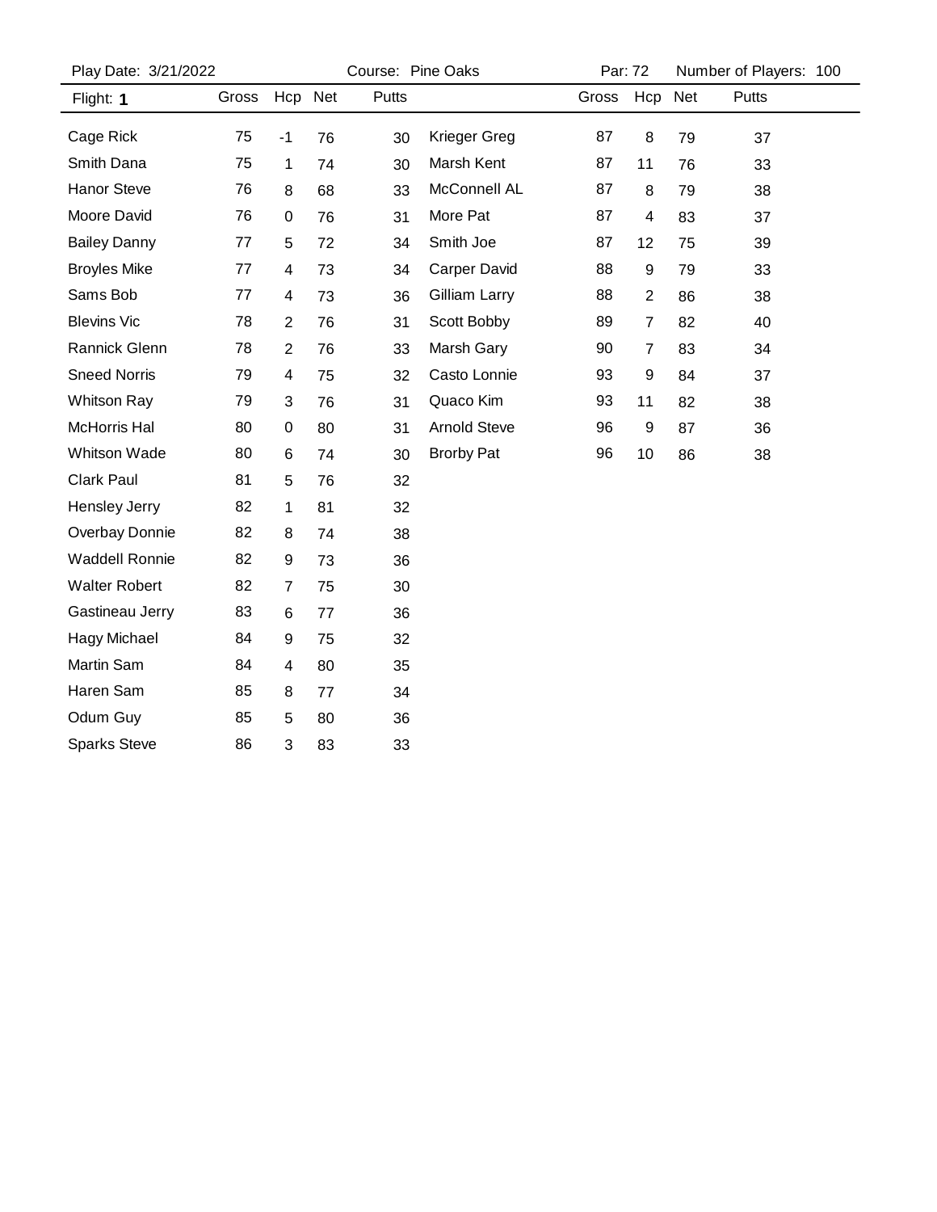Play Date: 3/21/2022 | Course: Pine Oaks | Par: 72 | Number of Players: 100

Flight: **1**

| Name | Gross | Hcp | Net | Putts |
|---|---|---|---|---|
| Cage Rick | 75 | -1 | 76 | 30 |
| Smith Dana | 75 | 1 | 74 | 30 |
| Hanor Steve | 76 | 8 | 68 | 33 |
| Moore David | 76 | 0 | 76 | 31 |
| Bailey Danny | 77 | 5 | 72 | 34 |
| Broyles Mike | 77 | 4 | 73 | 34 |
| Sams Bob | 77 | 4 | 73 | 36 |
| Blevins Vic | 78 | 2 | 76 | 31 |
| Rannick Glenn | 78 | 2 | 76 | 33 |
| Sneed Norris | 79 | 4 | 75 | 32 |
| Whitson Ray | 79 | 3 | 76 | 31 |
| McHorris Hal | 80 | 0 | 80 | 31 |
| Whitson Wade | 80 | 6 | 74 | 30 |
| Clark Paul | 81 | 5 | 76 | 32 |
| Hensley Jerry | 82 | 1 | 81 | 32 |
| Overbay Donnie | 82 | 8 | 74 | 38 |
| Waddell Ronnie | 82 | 9 | 73 | 36 |
| Walter Robert | 82 | 7 | 75 | 30 |
| Gastineau Jerry | 83 | 6 | 77 | 36 |
| Hagy Michael | 84 | 9 | 75 | 32 |
| Martin Sam | 84 | 4 | 80 | 35 |
| Haren Sam | 85 | 8 | 77 | 34 |
| Odum Guy | 85 | 5 | 80 | 36 |
| Sparks Steve | 86 | 3 | 83 | 33 |
| Krieger Greg | 87 | 8 | 79 | 37 |
| Marsh Kent | 87 | 11 | 76 | 33 |
| McConnell AL | 87 | 8 | 79 | 38 |
| More Pat | 87 | 4 | 83 | 37 |
| Smith Joe | 87 | 12 | 75 | 39 |
| Carper David | 88 | 9 | 79 | 33 |
| Gilliam Larry | 88 | 2 | 86 | 38 |
| Scott Bobby | 89 | 7 | 82 | 40 |
| Marsh Gary | 90 | 7 | 83 | 34 |
| Casto Lonnie | 93 | 9 | 84 | 37 |
| Quaco Kim | 93 | 11 | 82 | 38 |
| Arnold Steve | 96 | 9 | 87 | 36 |
| Brorby Pat | 96 | 10 | 86 | 38 |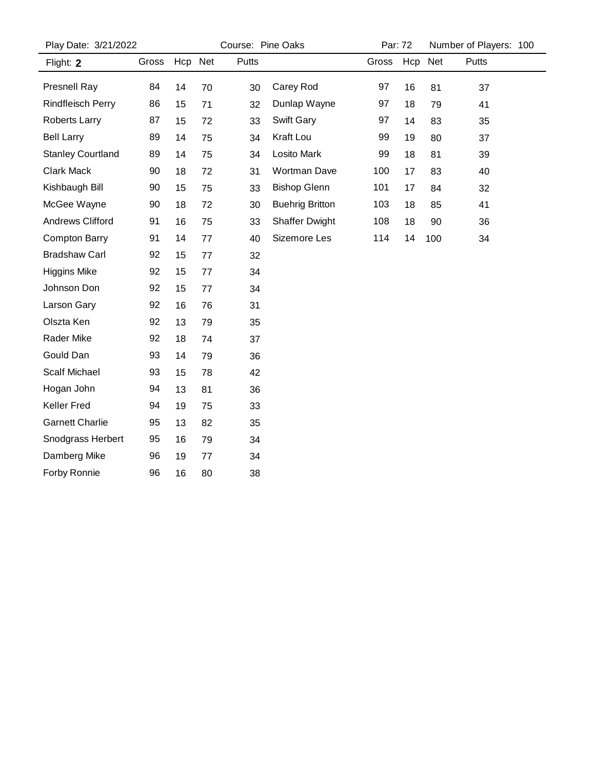Play Date: 3/21/2022 | Course: Pine Oaks | Par: 72 | Number of Players: 100

| Flight: **2** | Gross | Hcp | Net | Putts | | Gross | Hcp | Net | Putts |
|---|---|---|---|---|---|---|---|---|---|
| Presnell Ray | 84 | 14 | 70 | 30 | Carey Rod | 97 | 16 | 81 | 37 |
| Rindfleisch Perry | 86 | 15 | 71 | 32 | Dunlap Wayne | 97 | 18 | 79 | 41 |
| Roberts Larry | 87 | 15 | 72 | 33 | Swift Gary | 97 | 14 | 83 | 35 |
| Bell Larry | 89 | 14 | 75 | 34 | Kraft Lou | 99 | 19 | 80 | 37 |
| Stanley Courtland | 89 | 14 | 75 | 34 | Losito Mark | 99 | 18 | 81 | 39 |
| Clark Mack | 90 | 18 | 72 | 31 | Wortman Dave | 100 | 17 | 83 | 40 |
| Kishbaugh Bill | 90 | 15 | 75 | 33 | Bishop Glenn | 101 | 17 | 84 | 32 |
| McGee Wayne | 90 | 18 | 72 | 30 | Buehrig Britton | 103 | 18 | 85 | 41 |
| Andrews Clifford | 91 | 16 | 75 | 33 | Shaffer Dwight | 108 | 18 | 90 | 36 |
| Compton Barry | 91 | 14 | 77 | 40 | Sizemore Les | 114 | 14 | 100 | 34 |
| Bradshaw Carl | 92 | 15 | 77 | 32 | | | | | |
| Higgins Mike | 92 | 15 | 77 | 34 | | | | | |
| Johnson Don | 92 | 15 | 77 | 34 | | | | | |
| Larson Gary | 92 | 16 | 76 | 31 | | | | | |
| Olszta Ken | 92 | 13 | 79 | 35 | | | | | |
| Rader Mike | 92 | 18 | 74 | 37 | | | | | |
| Gould Dan | 93 | 14 | 79 | 36 | | | | | |
| Scalf Michael | 93 | 15 | 78 | 42 | | | | | |
| Hogan John | 94 | 13 | 81 | 36 | | | | | |
| Keller Fred | 94 | 19 | 75 | 33 | | | | | |
| Garnett Charlie | 95 | 13 | 82 | 35 | | | | | |
| Snodgrass Herbert | 95 | 16 | 79 | 34 | | | | | |
| Damberg Mike | 96 | 19 | 77 | 34 | | | | | |
| Forby Ronnie | 96 | 16 | 80 | 38 | | | | | |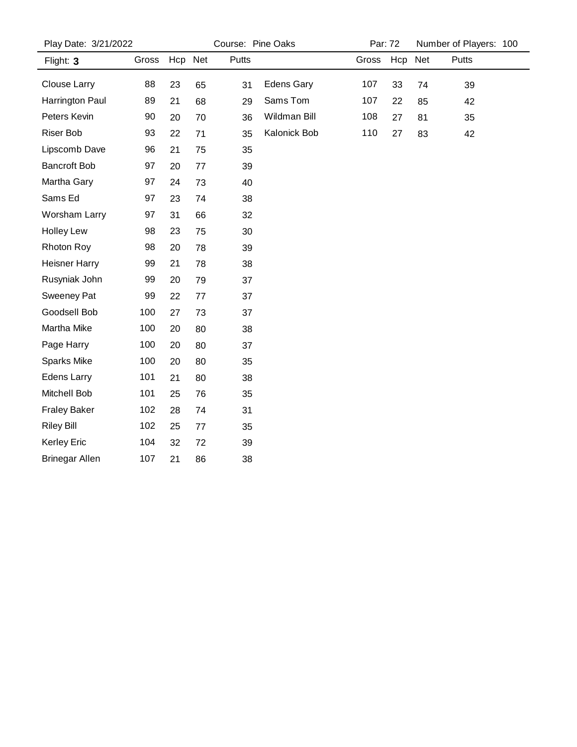Play Date: 3/21/2022 Course: Pine Oaks Par: 72 Number of Players: 100

| Flight: **3** | Gross | Hcp | Net | Putts | | Gross | Hcp | Net | Putts |
|---|---|---|---|---|---|---|---|---|---|
| Clouse Larry | 88 | 23 | 65 | 31 | Edens Gary | 107 | 33 | 74 | 39 |
| Harrington Paul | 89 | 21 | 68 | 29 | Sams Tom | 107 | 22 | 85 | 42 |
| Peters Kevin | 90 | 20 | 70 | 36 | Wildman Bill | 108 | 27 | 81 | 35 |
| Riser Bob | 93 | 22 | 71 | 35 | Kalonick Bob | 110 | 27 | 83 | 42 |
| Lipscomb Dave | 96 | 21 | 75 | 35 | | | | | |
| Bancroft Bob | 97 | 20 | 77 | 39 | | | | | |
| Martha Gary | 97 | 24 | 73 | 40 | | | | | |
| Sams Ed | 97 | 23 | 74 | 38 | | | | | |
| Worsham Larry | 97 | 31 | 66 | 32 | | | | | |
| Holley Lew | 98 | 23 | 75 | 30 | | | | | |
| Rhoton Roy | 98 | 20 | 78 | 39 | | | | | |
| Heisner Harry | 99 | 21 | 78 | 38 | | | | | |
| Rusyniak John | 99 | 20 | 79 | 37 | | | | | |
| Sweeney Pat | 99 | 22 | 77 | 37 | | | | | |
| Goodsell Bob | 100 | 27 | 73 | 37 | | | | | |
| Martha Mike | 100 | 20 | 80 | 38 | | | | | |
| Page Harry | 100 | 20 | 80 | 37 | | | | | |
| Sparks Mike | 100 | 20 | 80 | 35 | | | | | |
| Edens Larry | 101 | 21 | 80 | 38 | | | | | |
| Mitchell Bob | 101 | 25 | 76 | 35 | | | | | |
| Fraley Baker | 102 | 28 | 74 | 31 | | | | | |
| Riley Bill | 102 | 25 | 77 | 35 | | | | | |
| Kerley Eric | 104 | 32 | 72 | 39 | | | | | |
| Brinegar Allen | 107 | 21 | 86 | 38 | | | | | |